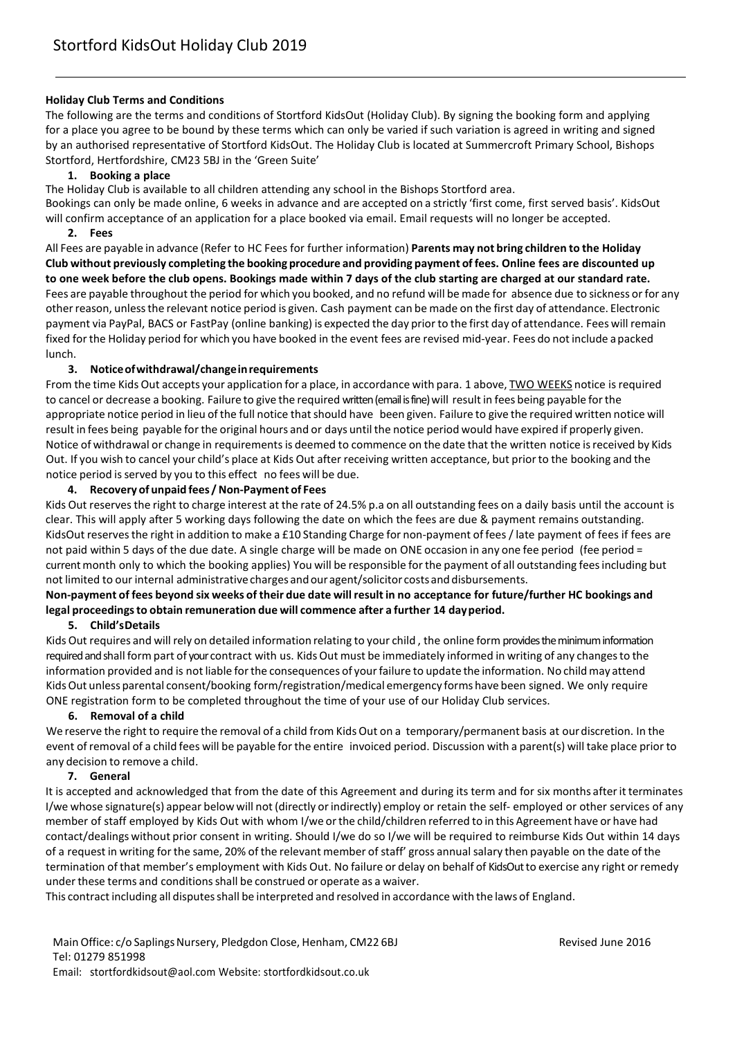# Stortford KidsOut Holiday Club 2019

**Holiday Club Terms and Conditions**

The following are the terms and conditions of Stortford KidsOut (Holiday Club). By signing the booking form and applying for a place you agree to be bound by these terms which can only be varied if such variation is agreed in writing and signed by an authorised representative of Stortford KidsOut. The Holiday Club is located at Summercroft Primary School, Bishops Stortford, Hertfordshire, CM23 5BJ in the 'Green Suite'

1. **Booking a place**

The Holiday Club is available to all children attending any school in the Bishops Stortford area.

Bookings can only be made online, 6 weeks in advance and are accepted on a strictly 'first come, first served basis'. KidsOut will confirm acceptance of an application for a place booked via email. Email requests will no longer be accepted.

2. **Fees**

All Fees are payable in advance (Refer to HC Fees for further information) **Parents may not bring children to the Holiday Club without previously completing the booking procedure and providing payment of fees. Online fees are discounted up to one week before the club opens. Bookings made within 7 days of the club starting are charged at our standard rate.** Fees are payable throughout the period for which you booked, and no refund will be made for absence due to sickness or for any other reason, unless the relevant notice period is given. Cash payment can be made on the first day of attendance. Electronic payment via PayPal, BACS or FastPay (online banking) is expected the day prior to the first day of attendance. Fees will remain fixed for the Holiday period for which you have booked in the event fees are revised mid-year. Fees do not include a packed lunch.

3. **Notice of withdrawal/change in requirements**

From the time Kids Out accepts your application for a place, in accordance with para. 1 above, TWO WEEKS notice is required to cancel or decrease a booking. Failure to give the required written (email is fine) will result in fees being payable for the appropriate notice period in lieu of the full notice that should have been given. Failure to give the required written notice will result in fees being payable for the original hours and or days until the notice period would have expired if properly given. Notice of withdrawal or change in requirements is deemed to commence on the date that the written notice is received by Kids Out. If you wish to cancel your child's place at Kids Out after receiving written acceptance, but prior to the booking and the notice period is served by you to this effect no fees will be due.

4. **Recovery of unpaid fees / Non-Payment of Fees**

Kids Out reserves the right to charge interest at the rate of 24.5% p.a on all outstanding fees on a daily basis until the account is clear. This will apply after 5 working days following the date on which the fees are due & payment remains outstanding. KidsOut reserves the right in addition to make a £10 Standing Charge for non-payment of fees / late payment of fees if fees are not paid within 5 days of the due date. A single charge will be made on ONE occasion in any one fee period (fee period = current month only to which the booking applies) You will be responsible for the payment of all outstanding fees including but not limited to our internal administrative charges and our agent/solicitor costs and disbursements.

**Non-payment of fees beyond six weeks of their due date will result in no acceptance for future/further HC bookings and legal proceedings to obtain remuneration due will commence after a further 14 day period.**

5. **Child's Details**

Kids Out requires and will rely on detailed information relating to your child , the online form provides the minimum information required and shall form part of your contract with us. Kids Out must be immediately informed in writing of any changes to the information provided and is not liable for the consequences of your failure to update the information. No child may attend Kids Out unless parental consent/booking form/registration/medical emergency forms have been signed. We only require ONE registration form to be completed throughout the time of your use of our Holiday Club services.

6. **Removal of a child**

We reserve the right to require the removal of a child from Kids Out on a temporary/permanent basis at our discretion. In the event of removal of a child fees will be payable for the entire invoiced period. Discussion with a parent(s) will take place prior to any decision to remove a child.

7. **General**

It is accepted and acknowledged that from the date of this Agreement and during its term and for six months after it terminates I/we whose signature(s) appear below will not (directly or indirectly) employ or retain the self- employed or other services of any member of staff employed by Kids Out with whom I/we or the child/children referred to in this Agreement have or have had contact/dealings without prior consent in writing. Should I/we do so I/we will be required to reimburse Kids Out within 14 days of a request in writing for the same, 20% of the relevant member of staff' gross annual salary then payable on the date of the termination of that member's employment with Kids Out. No failure or delay on behalf of KidsOut to exercise any right or remedy under these terms and conditions shall be construed or operate as a waiver.

This contract including all disputes shall be interpreted and resolved in accordance with the laws of England.

Main Office: c/o Saplings Nursery, Pledgdon Close, Henham, CM22 6BJ  
Tel: 01279 851998  
Email: stortfordkidsout@aol.com Website: stortfordkidsout.co.uk

Revised June 2016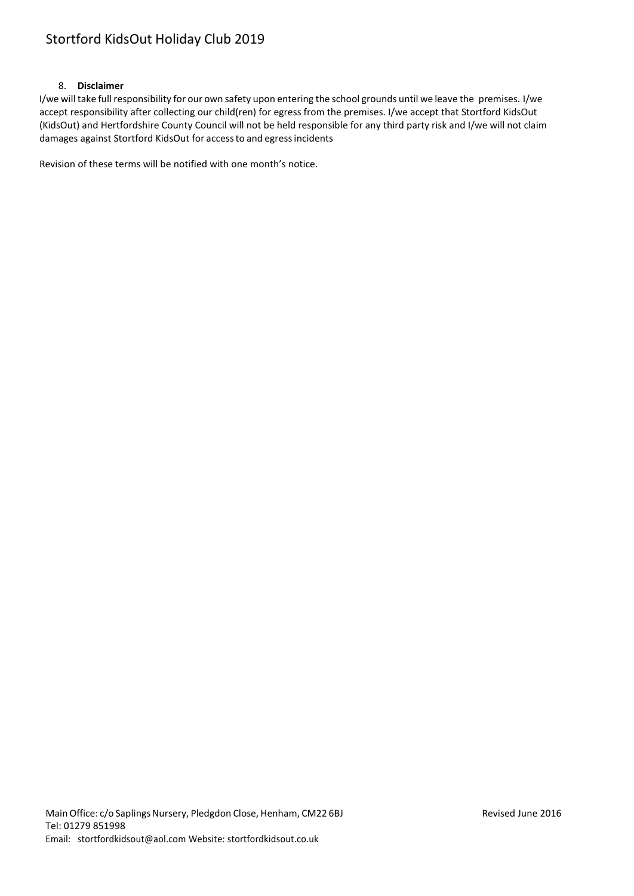8. **Disclaimer**

I/we will take full responsibility for our own safety upon entering the school grounds until we leave the premises. I/we accept responsibility after collecting our child(ren) for egress from the premises. I/we accept that Stortford KidsOut (KidsOut) and Hertfordshire County Council will not be held responsible for any third party risk and I/we will not claim damages against Stortford KidsOut for access to and egress incidents

Revision of these terms will be notified with one month's notice.